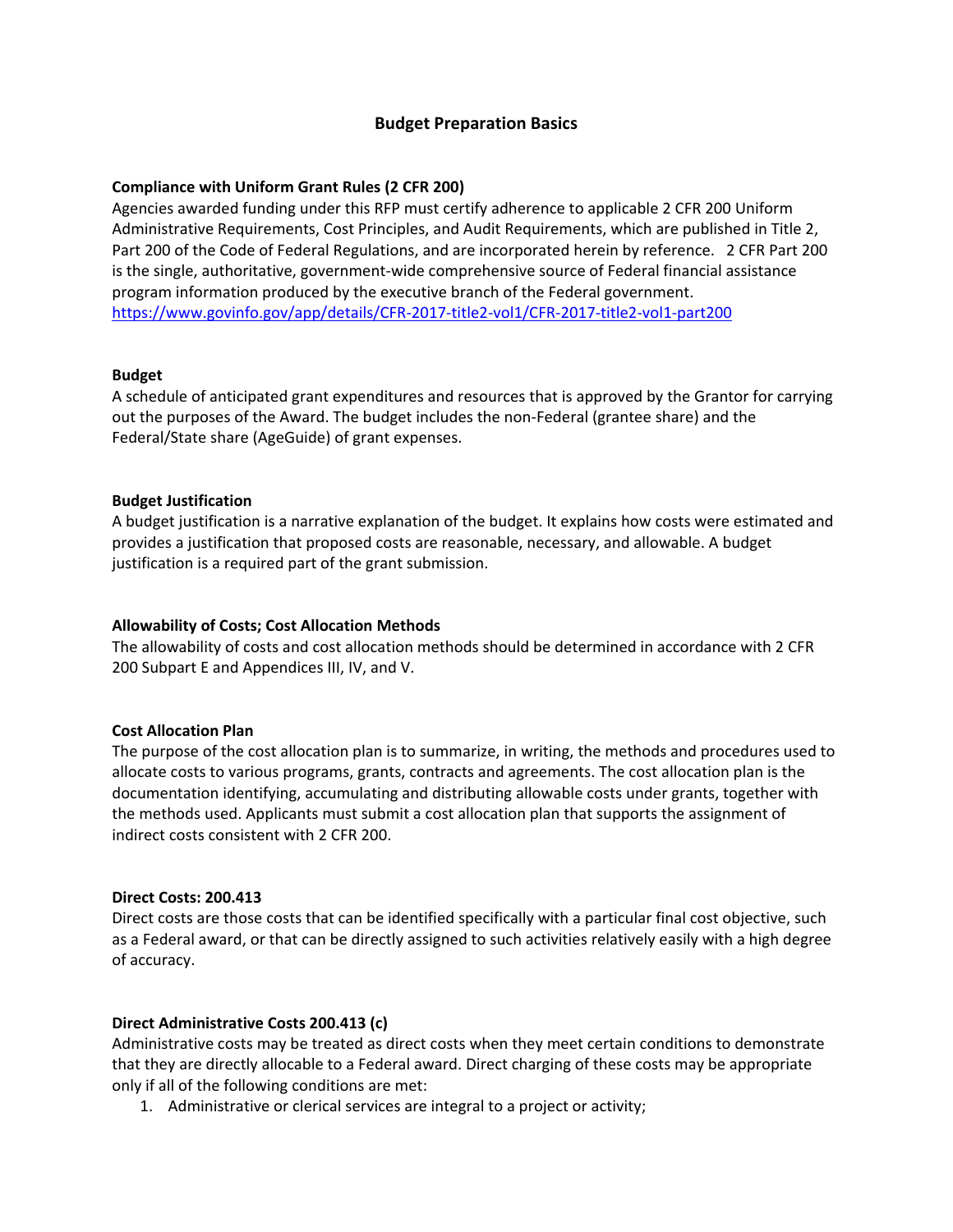# Budget Preparation Basics

**Compliance with Uniform Grant Rules (2 CFR 200)**

Agencies awarded funding under this RFP must certify adherence to applicable 2 CFR 200 Uniform Administrative Requirements, Cost Principles, and Audit Requirements, which are published in Title 2, Part 200 of the Code of Federal Regulations, and are incorporated herein by reference. 2 CFR Part 200 is the single, authoritative, government-wide comprehensive source of Federal financial assistance program information produced by the executive branch of the Federal government.
https://www.govinfo.gov/app/details/CFR-2017-title2-vol1/CFR-2017-title2-vol1-part200

**Budget**

A schedule of anticipated grant expenditures and resources that is approved by the Grantor for carrying out the purposes of the Award. The budget includes the non-Federal (grantee share) and the Federal/State share (AgeGuide) of grant expenses.

**Budget Justification**

A budget justification is a narrative explanation of the budget. It explains how costs were estimated and provides a justification that proposed costs are reasonable, necessary, and allowable. A budget justification is a required part of the grant submission.

**Allowability of Costs; Cost Allocation Methods**

The allowability of costs and cost allocation methods should be determined in accordance with 2 CFR 200 Subpart E and Appendices III, IV, and V.

**Cost Allocation Plan**

The purpose of the cost allocation plan is to summarize, in writing, the methods and procedures used to allocate costs to various programs, grants, contracts and agreements. The cost allocation plan is the documentation identifying, accumulating and distributing allowable costs under grants, together with the methods used. Applicants must submit a cost allocation plan that supports the assignment of indirect costs consistent with 2 CFR 200.

**Direct Costs: 200.413**

Direct costs are those costs that can be identified specifically with a particular final cost objective, such as a Federal award, or that can be directly assigned to such activities relatively easily with a high degree of accuracy.

**Direct Administrative Costs 200.413 (c)**

Administrative costs may be treated as direct costs when they meet certain conditions to demonstrate that they are directly allocable to a Federal award. Direct charging of these costs may be appropriate only if all of the following conditions are met:

1. Administrative or clerical services are integral to a project or activity;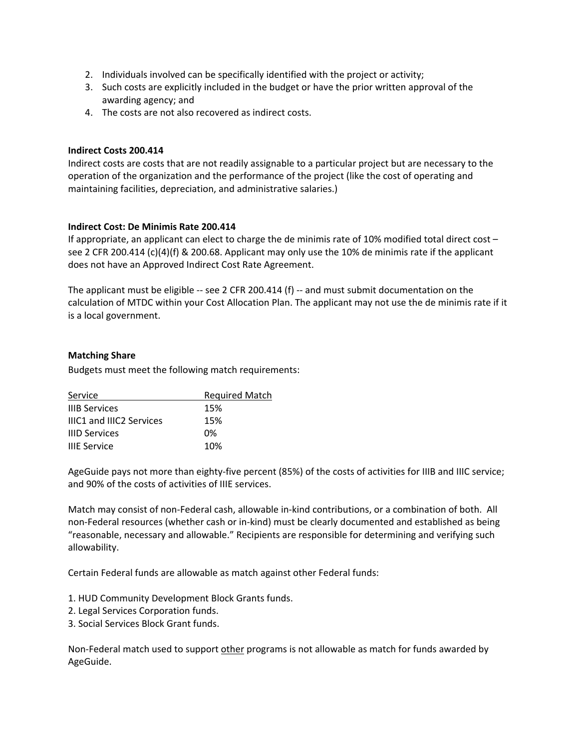2. Individuals involved can be specifically identified with the project or activity;
3. Such costs are explicitly included in the budget or have the prior written approval of the awarding agency; and
4. The costs are not also recovered as indirect costs.

**Indirect Costs 200.414**

Indirect costs are costs that are not readily assignable to a particular project but are necessary to the operation of the organization and the performance of the project (like the cost of operating and maintaining facilities, depreciation, and administrative salaries.)

**Indirect Cost: De Minimis Rate 200.414**

If appropriate, an applicant can elect to charge the de minimis rate of 10% modified total direct cost – see 2 CFR 200.414 (c)(4)(f) & 200.68. Applicant may only use the 10% de minimis rate if the applicant does not have an Approved Indirect Cost Rate Agreement.

The applicant must be eligible -- see 2 CFR 200.414 (f) -- and must submit documentation on the calculation of MTDC within your Cost Allocation Plan. The applicant may not use the de minimis rate if it is a local government.

**Matching Share**

Budgets must meet the following match requirements:

| Service | Required Match |
|---|---|
| IIIB Services | 15% |
| IIIC1 and IIIC2 Services | 15% |
| IIID Services | 0% |
| IIIE Service | 10% |

AgeGuide pays not more than eighty-five percent (85%) of the costs of activities for IIIB and IIIC service; and 90% of the costs of activities of IIIE services.

Match may consist of non-Federal cash, allowable in-kind contributions, or a combination of both. All non-Federal resources (whether cash or in-kind) must be clearly documented and established as being "reasonable, necessary and allowable." Recipients are responsible for determining and verifying such allowability.

Certain Federal funds are allowable as match against other Federal funds:

1. HUD Community Development Block Grants funds.
2. Legal Services Corporation funds.
3. Social Services Block Grant funds.

Non-Federal match used to support other programs is not allowable as match for funds awarded by AgeGuide.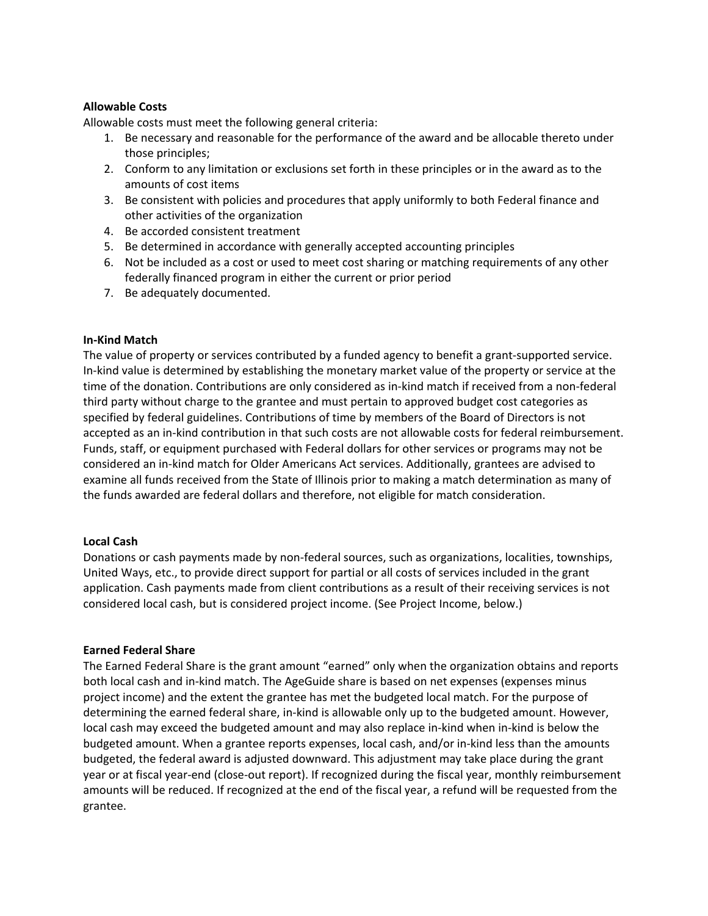**Allowable Costs**

Allowable costs must meet the following general criteria:

1. Be necessary and reasonable for the performance of the award and be allocable thereto under those principles;
2. Conform to any limitation or exclusions set forth in these principles or in the award as to the amounts of cost items
3. Be consistent with policies and procedures that apply uniformly to both Federal finance and other activities of the organization
4. Be accorded consistent treatment
5. Be determined in accordance with generally accepted accounting principles
6. Not be included as a cost or used to meet cost sharing or matching requirements of any other federally financed program in either the current or prior period
7. Be adequately documented.

**In-Kind Match**

The value of property or services contributed by a funded agency to benefit a grant-supported service. In-kind value is determined by establishing the monetary market value of the property or service at the time of the donation. Contributions are only considered as in-kind match if received from a non-federal third party without charge to the grantee and must pertain to approved budget cost categories as specified by federal guidelines. Contributions of time by members of the Board of Directors is not accepted as an in-kind contribution in that such costs are not allowable costs for federal reimbursement. Funds, staff, or equipment purchased with Federal dollars for other services or programs may not be considered an in-kind match for Older Americans Act services. Additionally, grantees are advised to examine all funds received from the State of Illinois prior to making a match determination as many of the funds awarded are federal dollars and therefore, not eligible for match consideration.

**Local Cash**

Donations or cash payments made by non-federal sources, such as organizations, localities, townships, United Ways, etc., to provide direct support for partial or all costs of services included in the grant application. Cash payments made from client contributions as a result of their receiving services is not considered local cash, but is considered project income. (See Project Income, below.)

**Earned Federal Share**

The Earned Federal Share is the grant amount "earned" only when the organization obtains and reports both local cash and in-kind match. The AgeGuide share is based on net expenses (expenses minus project income) and the extent the grantee has met the budgeted local match. For the purpose of determining the earned federal share, in-kind is allowable only up to the budgeted amount. However, local cash may exceed the budgeted amount and may also replace in-kind when in-kind is below the budgeted amount. When a grantee reports expenses, local cash, and/or in-kind less than the amounts budgeted, the federal award is adjusted downward. This adjustment may take place during the grant year or at fiscal year-end (close-out report). If recognized during the fiscal year, monthly reimbursement amounts will be reduced. If recognized at the end of the fiscal year, a refund will be requested from the grantee.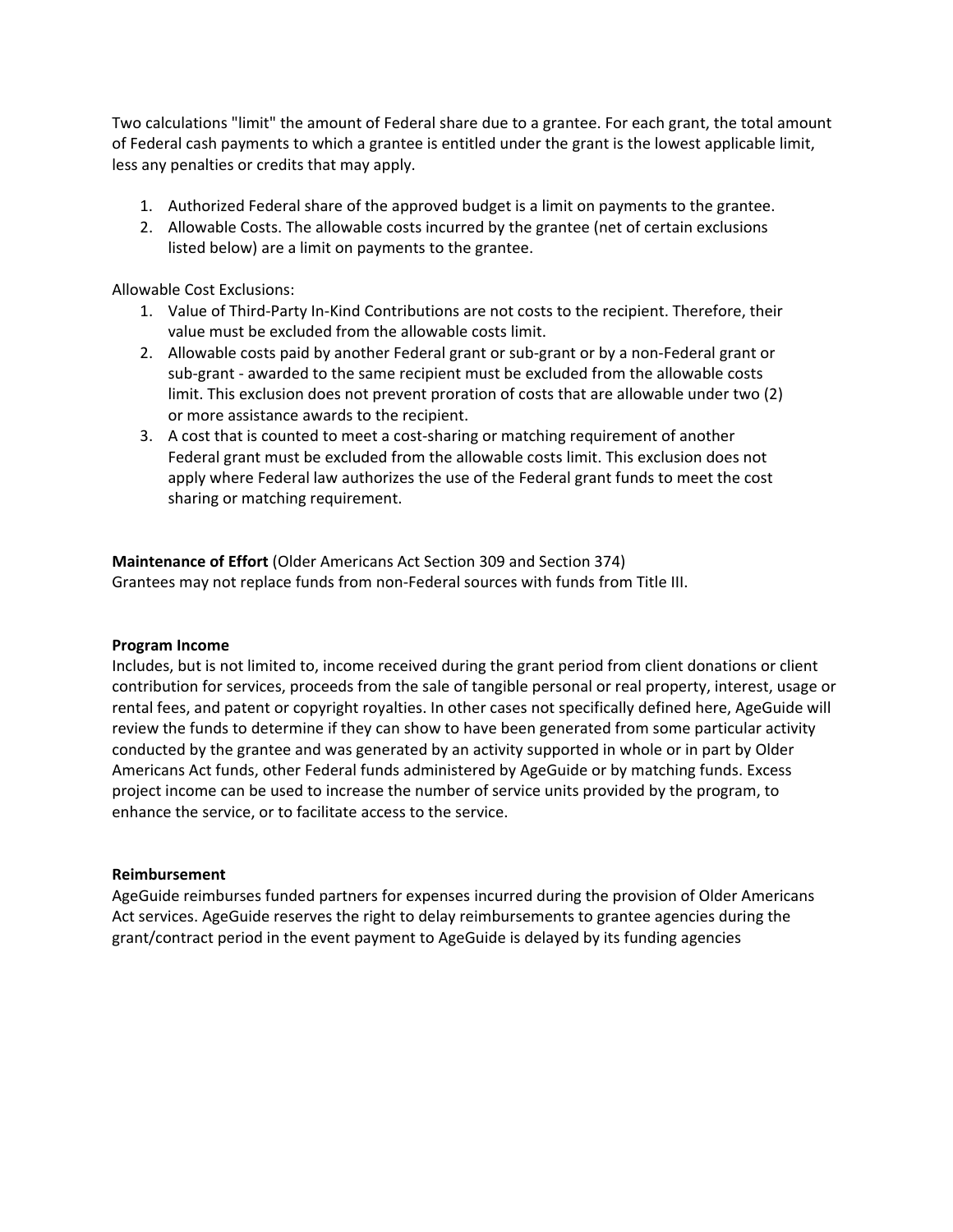Two calculations "limit" the amount of Federal share due to a grantee. For each grant, the total amount of Federal cash payments to which a grantee is entitled under the grant is the lowest applicable limit, less any penalties or credits that may apply.

1. Authorized Federal share of the approved budget is a limit on payments to the grantee.
2. Allowable Costs. The allowable costs incurred by the grantee (net of certain exclusions listed below) are a limit on payments to the grantee.

Allowable Cost Exclusions:

1. Value of Third-Party In-Kind Contributions are not costs to the recipient. Therefore, their value must be excluded from the allowable costs limit.
2. Allowable costs paid by another Federal grant or sub-grant or by a non-Federal grant or sub-grant - awarded to the same recipient must be excluded from the allowable costs limit. This exclusion does not prevent proration of costs that are allowable under two (2) or more assistance awards to the recipient.
3. A cost that is counted to meet a cost-sharing or matching requirement of another Federal grant must be excluded from the allowable costs limit. This exclusion does not apply where Federal law authorizes the use of the Federal grant funds to meet the cost sharing or matching requirement.

**Maintenance of Effort** (Older Americans Act Section 309 and Section 374)
Grantees may not replace funds from non-Federal sources with funds from Title III.

**Program Income**
Includes, but is not limited to, income received during the grant period from client donations or client contribution for services, proceeds from the sale of tangible personal or real property, interest, usage or rental fees, and patent or copyright royalties. In other cases not specifically defined here, AgeGuide will review the funds to determine if they can show to have been generated from some particular activity conducted by the grantee and was generated by an activity supported in whole or in part by Older Americans Act funds, other Federal funds administered by AgeGuide or by matching funds. Excess project income can be used to increase the number of service units provided by the program, to enhance the service, or to facilitate access to the service.

**Reimbursement**
AgeGuide reimburses funded partners for expenses incurred during the provision of Older Americans Act services. AgeGuide reserves the right to delay reimbursements to grantee agencies during the grant/contract period in the event payment to AgeGuide is delayed by its funding agencies